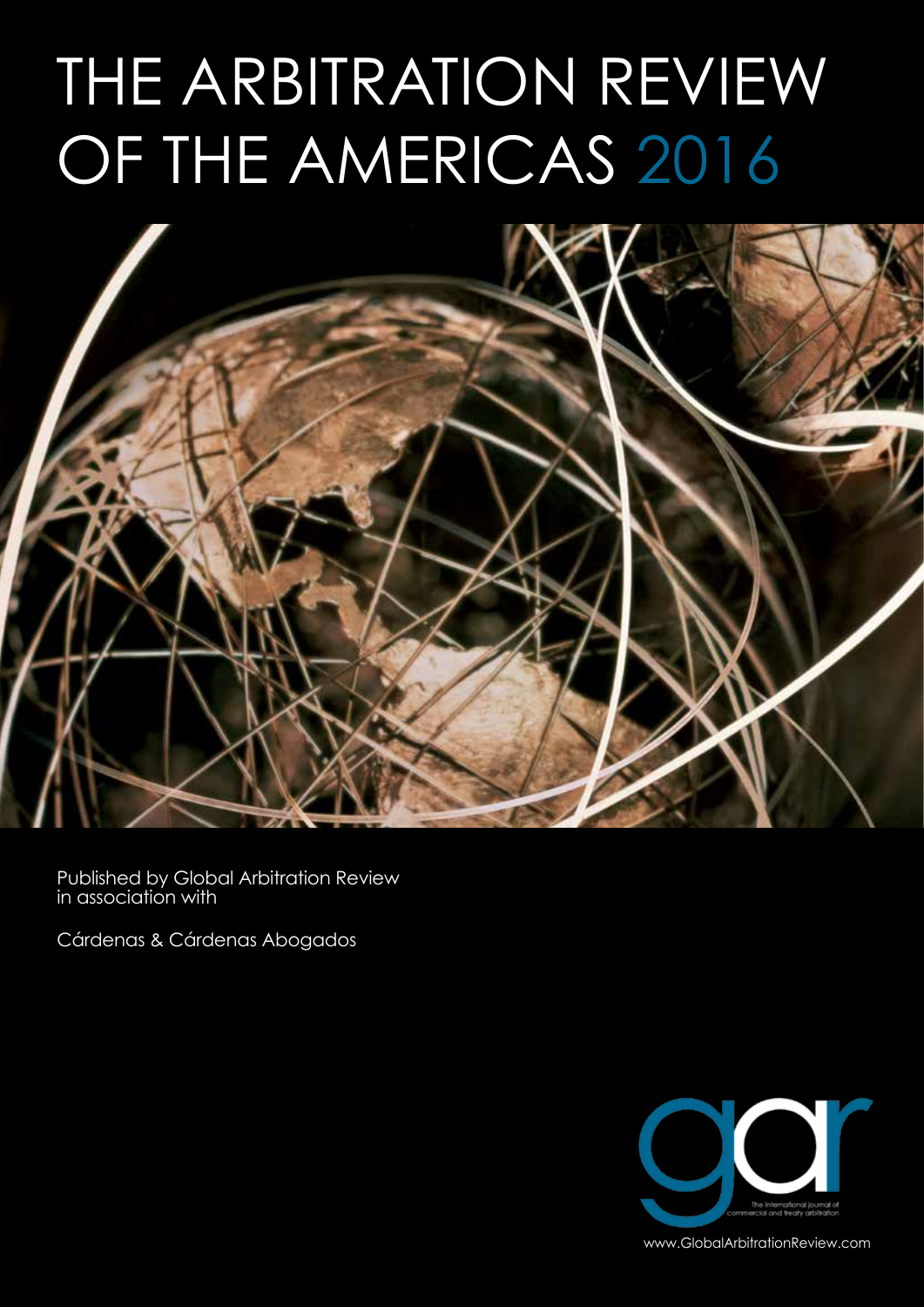# THE ARBITRATION REVIEW OF THE AMERICAS 2016

Published by Global Arbitration Review in association with

Cárdenas & Cárdenas Abogados

gar

The international journal of commercial and treaty arbitration

www.GlobalArbitrationReview.com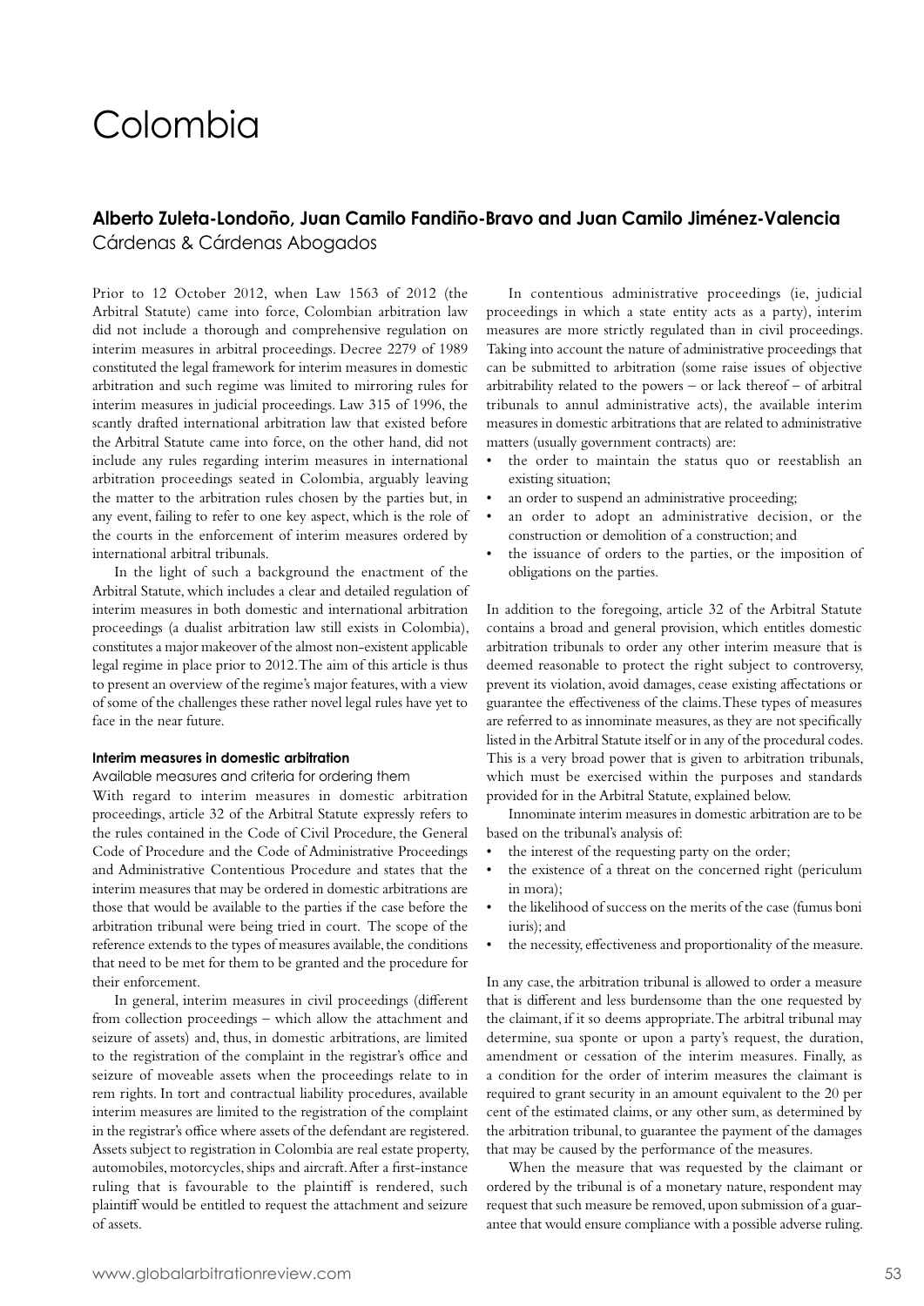# Colombia

### Alberto Zuleta-Londoño, Juan Camilo Fandiño-Bravo and Juan Camilo Jiménez-Valencia

Cárdenas & Cárdenas Abogados

Prior to 12 October 2012, when Law 1563 of 2012 (the Arbitral Statute) came into force, Colombian arbitration law did not include a thorough and comprehensive regulation on interim measures in arbitral proceedings. Decree 2279 of 1989 constituted the legal framework for interim measures in domestic arbitration and such regime was limited to mirroring rules for interim measures in judicial proceedings. Law 315 of 1996, the scantly drafted international arbitration law that existed before the Arbitral Statute came into force, on the other hand, did not include any rules regarding interim measures in international arbitration proceedings seated in Colombia, arguably leaving the matter to the arbitration rules chosen by the parties but, in any event, failing to refer to one key aspect, which is the role of the courts in the enforcement of interim measures ordered by international arbitral tribunals.

In the light of such a background the enactment of the Arbitral Statute, which includes a clear and detailed regulation of interim measures in both domestic and international arbitration proceedings (a dualist arbitration law still exists in Colombia), constitutes a major makeover of the almost non-existent applicable legal regime in place prior to 2012. The aim of this article is thus to present an overview of the regime's major features, with a view of some of the challenges these rather novel legal rules have yet to face in the near future.

#### Interim measures in domestic arbitration

Available measures and criteria for ordering them

With regard to interim measures in domestic arbitration proceedings, article 32 of the Arbitral Statute expressly refers to the rules contained in the Code of Civil Procedure, the General Code of Procedure and the Code of Administrative Proceedings and Administrative Contentious Procedure and states that the interim measures that may be ordered in domestic arbitrations are those that would be available to the parties if the case before the arbitration tribunal were being tried in court. The scope of the reference extends to the types of measures available, the conditions that need to be met for them to be granted and the procedure for their enforcement.

In general, interim measures in civil proceedings (different from collection proceedings – which allow the attachment and seizure of assets) and, thus, in domestic arbitrations, are limited to the registration of the complaint in the registrar's office and seizure of moveable assets when the proceedings relate to in rem rights. In tort and contractual liability procedures, available interim measures are limited to the registration of the complaint in the registrar's office where assets of the defendant are registered. Assets subject to registration in Colombia are real estate property, automobiles, motorcycles, ships and aircraft. After a first-instance ruling that is favourable to the plaintiff is rendered, such plaintiff would be entitled to request the attachment and seizure of assets.

In contentious administrative proceedings (ie, judicial proceedings in which a state entity acts as a party), interim measures are more strictly regulated than in civil proceedings. Taking into account the nature of administrative proceedings that can be submitted to arbitration (some raise issues of objective arbitrability related to the powers – or lack thereof – of arbitral tribunals to annul administrative acts), the available interim measures in domestic arbitrations that are related to administrative matters (usually government contracts) are:

- the order to maintain the status quo or reestablish an existing situation;
- an order to suspend an administrative proceeding;
- an order to adopt an administrative decision, or the construction or demolition of a construction; and
- the issuance of orders to the parties, or the imposition of obligations on the parties.

In addition to the foregoing, article 32 of the Arbitral Statute contains a broad and general provision, which entitles domestic arbitration tribunals to order any other interim measure that is deemed reasonable to protect the right subject to controversy, prevent its violation, avoid damages, cease existing affectations or guarantee the effectiveness of the claims. These types of measures are referred to as innominate measures, as they are not specifically listed in the Arbitral Statute itself or in any of the procedural codes. This is a very broad power that is given to arbitration tribunals, which must be exercised within the purposes and standards provided for in the Arbitral Statute, explained below.

Innominate interim measures in domestic arbitration are to be based on the tribunal's analysis of:

- the interest of the requesting party on the order;
- the existence of a threat on the concerned right (periculum in mora);
- the likelihood of success on the merits of the case (fumus boni iuris); and
- the necessity, effectiveness and proportionality of the measure.

In any case, the arbitration tribunal is allowed to order a measure that is different and less burdensome than the one requested by the claimant, if it so deems appropriate. The arbitral tribunal may determine, sua sponte or upon a party's request, the duration, amendment or cessation of the interim measures. Finally, as a condition for the order of interim measures the claimant is required to grant security in an amount equivalent to the 20 per cent of the estimated claims, or any other sum, as determined by the arbitration tribunal, to guarantee the payment of the damages that may be caused by the performance of the measures.

When the measure that was requested by the claimant or ordered by the tribunal is of a monetary nature, respondent may request that such measure be removed, upon submission of a guarantee that would ensure compliance with a possible adverse ruling.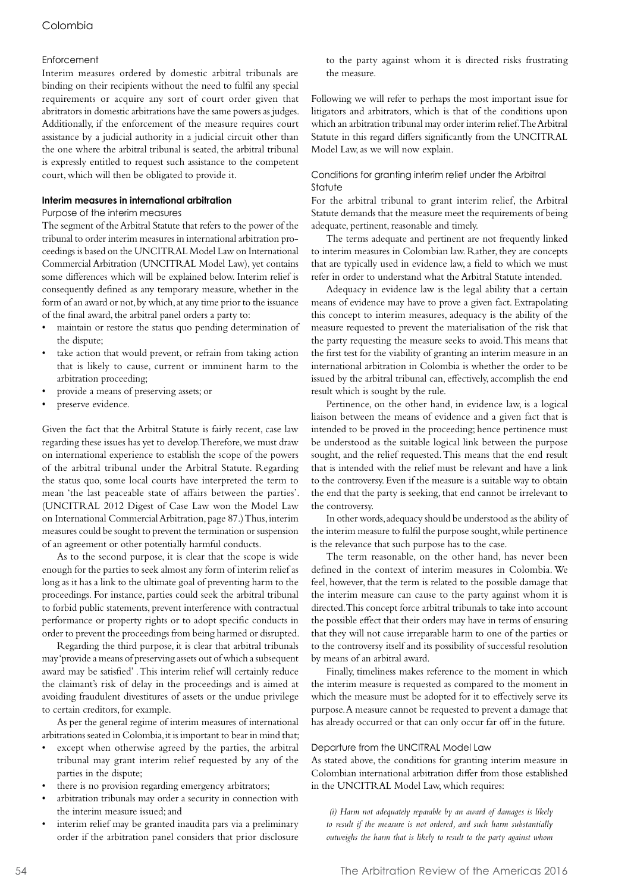### Enforcement

Interim measures ordered by domestic arbitral tribunals are binding on their recipients without the need to fulfil any special requirements or acquire any sort of court order given that abritrators in domestic arbitrations have the same powers as judges. Additionally, if the enforcement of the measure requires court assistance by a judicial authority in a judicial circuit other than the one where the arbitral tribunal is seated, the arbitral tribunal is expressly entitled to request such assistance to the competent court, which will then be obligated to provide it.

## Interim measures in international arbitration

### Purpose of the interim measures

The segment of the Arbitral Statute that refers to the power of the tribunal to order interim measures in international arbitration proceedings is based on the UNCITRAL Model Law on International Commercial Arbitration (UNCITRAL Model Law), yet contains some differences which will be explained below. Interim relief is consequently defined as any temporary measure, whether in the form of an award or not, by which, at any time prior to the issuance of the final award, the arbitral panel orders a party to:

- maintain or restore the status quo pending determination of the dispute;
- take action that would prevent, or refrain from taking action that is likely to cause, current or imminent harm to the arbitration proceeding;
- provide a means of preserving assets; or
- preserve evidence.

Given the fact that the Arbitral Statute is fairly recent, case law regarding these issues has yet to develop. Therefore, we must draw on international experience to establish the scope of the powers of the arbitral tribunal under the Arbitral Statute. Regarding the status quo, some local courts have interpreted the term to mean 'the last peaceable state of affairs between the parties'. (UNCITRAL 2012 Digest of Case Law won the Model Law on International Commercial Arbitration, page 87.) Thus, interim measures could be sought to prevent the termination or suspension of an agreement or other potentially harmful conducts.

As to the second purpose, it is clear that the scope is wide enough for the parties to seek almost any form of interim relief as long as it has a link to the ultimate goal of preventing harm to the proceedings. For instance, parties could seek the arbitral tribunal to forbid public statements, prevent interference with contractual performance or property rights or to adopt specific conducts in order to prevent the proceedings from being harmed or disrupted.

Regarding the third purpose, it is clear that arbitral tribunals may 'provide a means of preserving assets out of which a subsequent award may be satisfied' . This interim relief will certainly reduce the claimant's risk of delay in the proceedings and is aimed at avoiding fraudulent divestitures of assets or the undue privilege to certain creditors, for example.

As per the general regime of interim measures of international arbitrations seated in Colombia, it is important to bear in mind that;

- except when otherwise agreed by the parties, the arbitral tribunal may grant interim relief requested by any of the parties in the dispute;
- there is no provision regarding emergency arbitrators;
- arbitration tribunals may order a security in connection with the interim measure issued; and
- interim relief may be granted inaudita pars via a preliminary order if the arbitration panel considers that prior disclosure to the party against whom it is directed risks frustrating the measure.

Following we will refer to perhaps the most important issue for litigators and arbitrators, which is that of the conditions upon which an arbitration tribunal may order interim relief. The Arbitral Statute in this regard differs significantly from the UNCITRAL Model Law, as we will now explain.

### Conditions for granting interim relief under the Arbitral Statute

For the arbitral tribunal to grant interim relief, the Arbitral Statute demands that the measure meet the requirements of being adequate, pertinent, reasonable and timely.

The terms adequate and pertinent are not frequently linked to interim measures in Colombian law. Rather, they are concepts that are typically used in evidence law, a field to which we must refer in order to understand what the Arbitral Statute intended.

Adequacy in evidence law is the legal ability that a certain means of evidence may have to prove a given fact. Extrapolating this concept to interim measures, adequacy is the ability of the measure requested to prevent the materialisation of the risk that the party requesting the measure seeks to avoid. This means that the first test for the viability of granting an interim measure in an international arbitration in Colombia is whether the order to be issued by the arbitral tribunal can, effectively, accomplish the end result which is sought by the rule.

Pertinence, on the other hand, in evidence law, is a logical liaison between the means of evidence and a given fact that is intended to be proved in the proceeding; hence pertinence must be understood as the suitable logical link between the purpose sought, and the relief requested. This means that the end result that is intended with the relief must be relevant and have a link to the controversy. Even if the measure is a suitable way to obtain the end that the party is seeking, that end cannot be irrelevant to the controversy.

In other words, adequacy should be understood as the ability of the interim measure to fulfil the purpose sought, while pertinence is the relevance that such purpose has to the case.

The term reasonable, on the other hand, has never been defined in the context of interim measures in Colombia. We feel, however, that the term is related to the possible damage that the interim measure can cause to the party against whom it is directed. This concept force arbitral tribunals to take into account the possible effect that their orders may have in terms of ensuring that they will not cause irreparable harm to one of the parties or to the controversy itself and its possibility of successful resolution by means of an arbitral award.

Finally, timeliness makes reference to the moment in which the interim measure is requested as compared to the moment in which the measure must be adopted for it to effectively serve its purpose. A measure cannot be requested to prevent a damage that has already occurred or that can only occur far off in the future.

### Departure from the UNCITRAL Model Law

As stated above, the conditions for granting interim measure in Colombian international arbitration differ from those established in the UNCITRAL Model Law, which requires:

> *(i) Harm not adequately reparable by an award of damages is likely to result if the measure is not ordered, and such harm substantially outweighs the harm that is likely to result to the party against whom*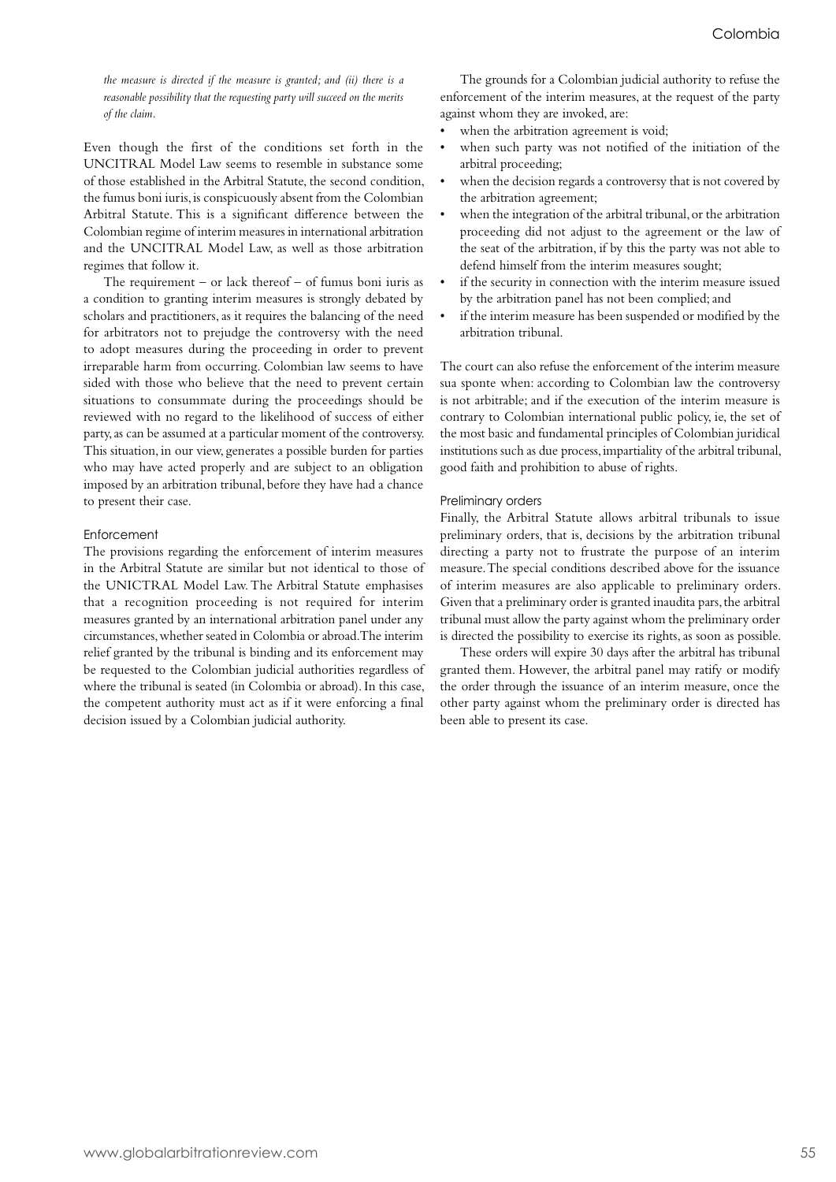*the measure is directed if the measure is granted; and (ii) there is a reasonable possibility that the requesting party will succeed on the merits of the claim.*

Even though the first of the conditions set forth in the UNCITRAL Model Law seems to resemble in substance some of those established in the Arbitral Statute, the second condition, the fumus boni iuris, is conspicuously absent from the Colombian Arbitral Statute. This is a significant difference between the Colombian regime of interim measures in international arbitration and the UNCITRAL Model Law, as well as those arbitration regimes that follow it.

The requirement – or lack thereof – of fumus boni iuris as a condition to granting interim measures is strongly debated by scholars and practitioners, as it requires the balancing of the need for arbitrators not to prejudge the controversy with the need to adopt measures during the proceeding in order to prevent irreparable harm from occurring. Colombian law seems to have sided with those who believe that the need to prevent certain situations to consummate during the proceedings should be reviewed with no regard to the likelihood of success of either party, as can be assumed at a particular moment of the controversy. This situation, in our view, generates a possible burden for parties who may have acted properly and are subject to an obligation imposed by an arbitration tribunal, before they have had a chance to present their case.

### Enforcement

The provisions regarding the enforcement of interim measures in the Arbitral Statute are similar but not identical to those of the UNICTRAL Model Law. The Arbitral Statute emphasises that a recognition proceeding is not required for interim measures granted by an international arbitration panel under any circumstances, whether seated in Colombia or abroad. The interim relief granted by the tribunal is binding and its enforcement may be requested to the Colombian judicial authorities regardless of where the tribunal is seated (in Colombia or abroad). In this case, the competent authority must act as if it were enforcing a final decision issued by a Colombian judicial authority.

The grounds for a Colombian judicial authority to refuse the enforcement of the interim measures, at the request of the party against whom they are invoked, are:

- when the arbitration agreement is void;
- when such party was not notified of the initiation of the arbitral proceeding;
- when the decision regards a controversy that is not covered by the arbitration agreement;
- when the integration of the arbitral tribunal, or the arbitration proceeding did not adjust to the agreement or the law of the seat of the arbitration, if by this the party was not able to defend himself from the interim measures sought;
- if the security in connection with the interim measure issued by the arbitration panel has not been complied; and
- if the interim measure has been suspended or modified by the arbitration tribunal.

The court can also refuse the enforcement of the interim measure sua sponte when: according to Colombian law the controversy is not arbitrable; and if the execution of the interim measure is contrary to Colombian international public policy, ie, the set of the most basic and fundamental principles of Colombian juridical institutions such as due process, impartiality of the arbitral tribunal, good faith and prohibition to abuse of rights.

### Preliminary orders

Finally, the Arbitral Statute allows arbitral tribunals to issue preliminary orders, that is, decisions by the arbitration tribunal directing a party not to frustrate the purpose of an interim measure. The special conditions described above for the issuance of interim measures are also applicable to preliminary orders. Given that a preliminary order is granted inaudita pars, the arbitral tribunal must allow the party against whom the preliminary order is directed the possibility to exercise its rights, as soon as possible.

These orders will expire 30 days after the arbitral has tribunal granted them. However, the arbitral panel may ratify or modify the order through the issuance of an interim measure, once the other party against whom the preliminary order is directed has been able to present its case.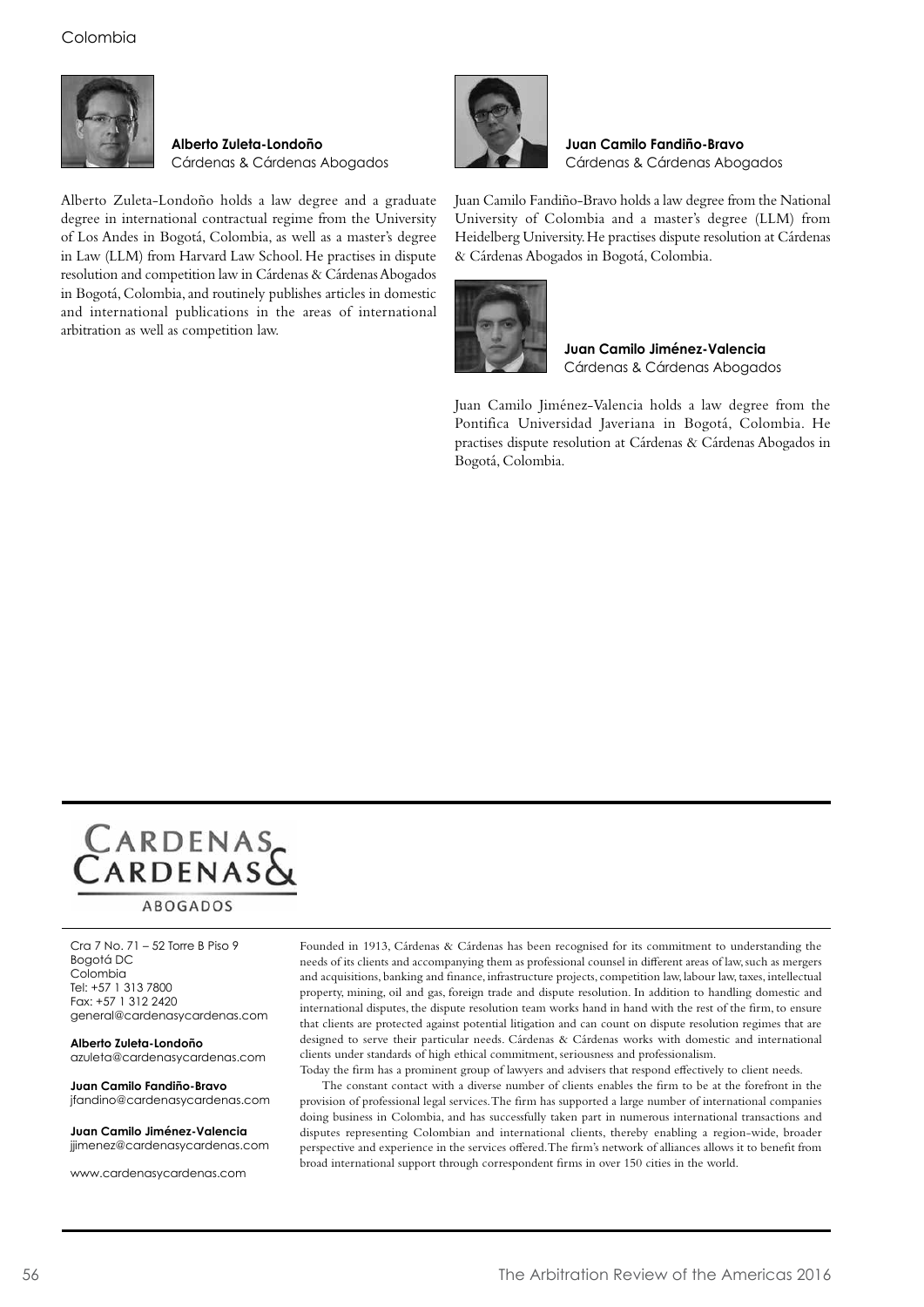**Alberto Zuleta-Londoño**
Cárdenas & Cárdenas Abogados

Alberto Zuleta-Londoño holds a law degree and a graduate degree in international contractual regime from the University of Los Andes in Bogotá, Colombia, as well as a master's degree in Law (LLM) from Harvard Law School. He practises in dispute resolution and competition law in Cárdenas & Cárdenas Abogados in Bogotá, Colombia, and routinely publishes articles in domestic and international publications in the areas of international arbitration as well as competition law.

**Juan Camilo Fandiño-Bravo**
Cárdenas & Cárdenas Abogados

Juan Camilo Fandiño-Bravo holds a law degree from the National University of Colombia and a master's degree (LLM) from Heidelberg University. He practises dispute resolution at Cárdenas & Cárdenas Abogados in Bogotá, Colombia.

**Juan Camilo Jiménez-Valencia**
Cárdenas & Cárdenas Abogados

Juan Camilo Jiménez-Valencia holds a law degree from the Pontifica Universidad Javeriana in Bogotá, Colombia. He practises dispute resolution at Cárdenas & Cárdenas Abogados in Bogotá, Colombia.

CARDENAS & CARDENAS
ABOGADOS

Cra 7 No. 71 – 52 Torre B Piso 9
Bogotá DC
Colombia
Tel: +57 1 313 7800
Fax: +57 1 312 2420
general@cardenasycardenas.com

**Alberto Zuleta-Londoño**
azuleta@cardenasycardenas.com

**Juan Camilo Fandiño-Bravo**
jfandino@cardenasycardenas.com

**Juan Camilo Jiménez-Valencia**
jjimenez@cardenasycardenas.com

www.cardenasycardenas.com

Founded in 1913, Cárdenas & Cárdenas has been recognised for its commitment to understanding the needs of its clients and accompanying them as professional counsel in different areas of law, such as mergers and acquisitions, banking and finance, infrastructure projects, competition law, labour law, taxes, intellectual property, mining, oil and gas, foreign trade and dispute resolution. In addition to handling domestic and international disputes, the dispute resolution team works hand in hand with the rest of the firm, to ensure that clients are protected against potential litigation and can count on dispute resolution regimes that are designed to serve their particular needs. Cárdenas & Cárdenas works with domestic and international clients under standards of high ethical commitment, seriousness and professionalism.

Today the firm has a prominent group of lawyers and advisers that respond effectively to client needs.

The constant contact with a diverse number of clients enables the firm to be at the forefront in the provision of professional legal services. The firm has supported a large number of international companies doing business in Colombia, and has successfully taken part in numerous international transactions and disputes representing Colombian and international clients, thereby enabling a region-wide, broader perspective and experience in the services offered. The firm's network of alliances allows it to benefit from broad international support through correspondent firms in over 150 cities in the world.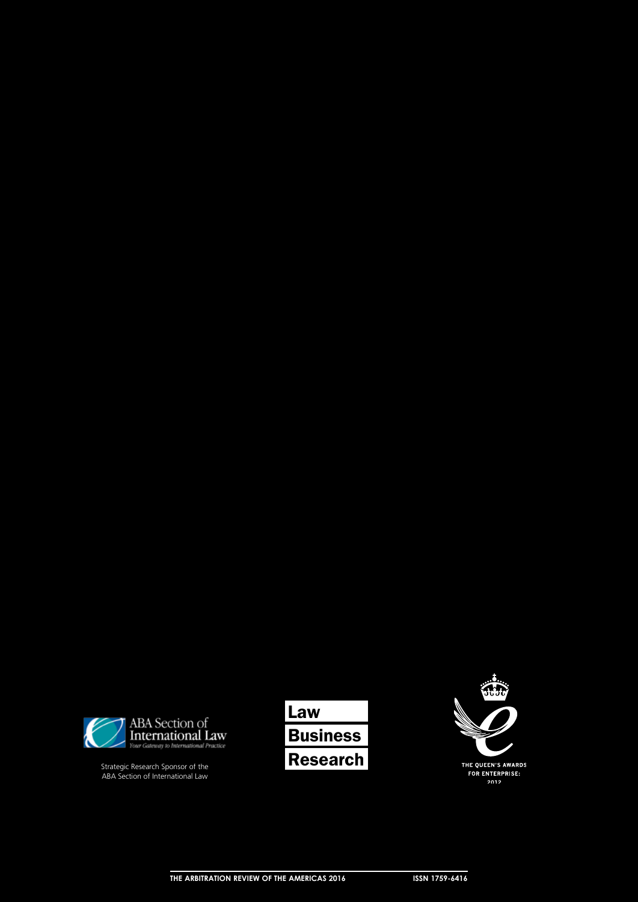ABA Section of International Law

Your Gateway to International Practice

Strategic Research Sponsor of the ABA Section of International Law

Law

Business

Research

THE QUEEN'S AWARDS FOR ENTERPRISE: 2012

THE ARBITRATION REVIEW OF THE AMERICAS 2016

ISSN 1759-6416